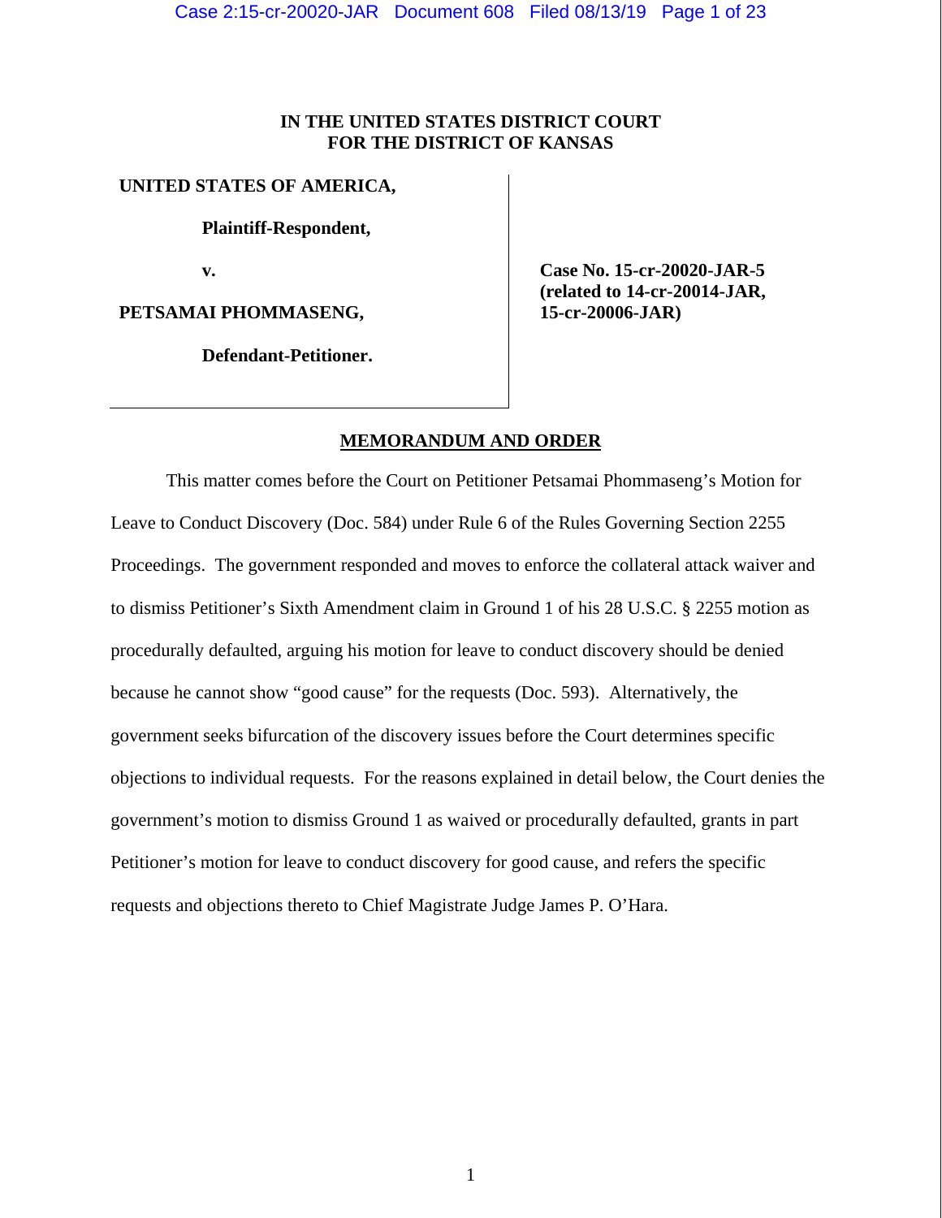**IN THE UNITED STATES DISTRICT COURT**
**FOR THE DISTRICT OF KANSAS**

**UNITED STATES OF AMERICA,**

**Plaintiff-Respondent,**

**v.**

**PETSAMAI PHOMMASENG,**

**Defendant-Petitioner.**

**Case No. 15-cr-20020-JAR-5**
**(related to 14-cr-20014-JAR,**
**15-cr-20006-JAR)**

**MEMORANDUM AND ORDER**

This matter comes before the Court on Petitioner Petsamai Phommaseng's Motion for Leave to Conduct Discovery (Doc. 584) under Rule 6 of the Rules Governing Section 2255 Proceedings. The government responded and moves to enforce the collateral attack waiver and to dismiss Petitioner's Sixth Amendment claim in Ground 1 of his 28 U.S.C. § 2255 motion as procedurally defaulted, arguing his motion for leave to conduct discovery should be denied because he cannot show "good cause" for the requests (Doc. 593). Alternatively, the government seeks bifurcation of the discovery issues before the Court determines specific objections to individual requests. For the reasons explained in detail below, the Court denies the government's motion to dismiss Ground 1 as waived or procedurally defaulted, grants in part Petitioner's motion for leave to conduct discovery for good cause, and refers the specific requests and objections thereto to Chief Magistrate Judge James P. O'Hara.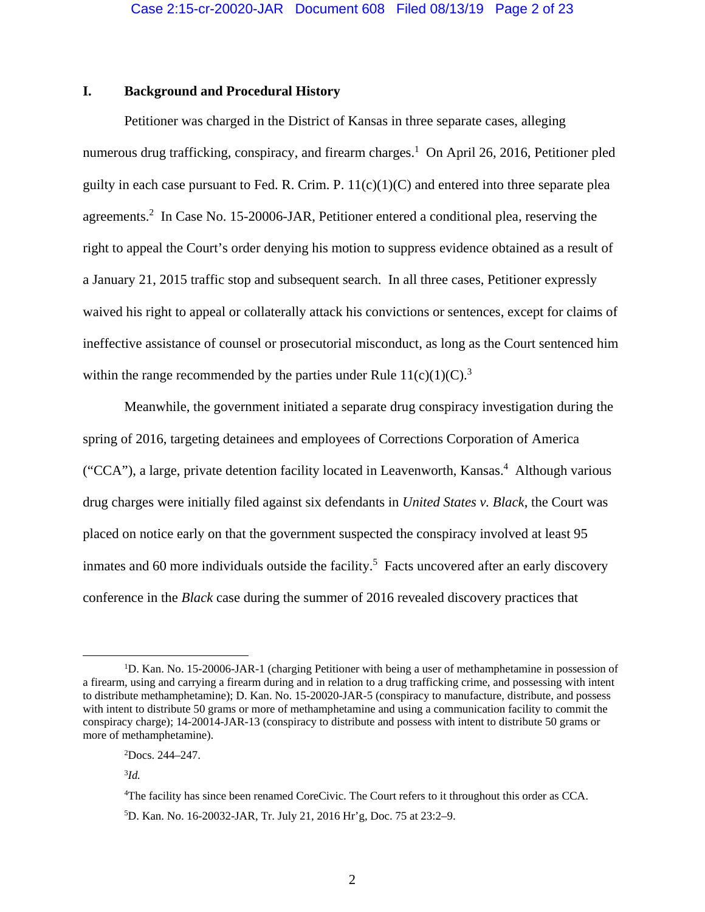## I. Background and Procedural History

Petitioner was charged in the District of Kansas in three separate cases, alleging numerous drug trafficking, conspiracy, and firearm charges.[1] On April 26, 2016, Petitioner pled guilty in each case pursuant to Fed. R. Crim. P. 11(c)(1)(C) and entered into three separate plea agreements.[2] In Case No. 15-20006-JAR, Petitioner entered a conditional plea, reserving the right to appeal the Court's order denying his motion to suppress evidence obtained as a result of a January 21, 2015 traffic stop and subsequent search. In all three cases, Petitioner expressly waived his right to appeal or collaterally attack his convictions or sentences, except for claims of ineffective assistance of counsel or prosecutorial misconduct, as long as the Court sentenced him within the range recommended by the parties under Rule 11(c)(1)(C).[3]

Meanwhile, the government initiated a separate drug conspiracy investigation during the spring of 2016, targeting detainees and employees of Corrections Corporation of America ("CCA"), a large, private detention facility located in Leavenworth, Kansas.[4] Although various drug charges were initially filed against six defendants in *United States v. Black*, the Court was placed on notice early on that the government suspected the conspiracy involved at least 95 inmates and 60 more individuals outside the facility.[5] Facts uncovered after an early discovery conference in the *Black* case during the summer of 2016 revealed discovery practices that

---

[1] D. Kan. No. 15-20006-JAR-1 (charging Petitioner with being a user of methamphetamine in possession of a firearm, using and carrying a firearm during and in relation to a drug trafficking crime, and possessing with intent to distribute methamphetamine); D. Kan. No. 15-20020-JAR-5 (conspiracy to manufacture, distribute, and possess with intent to distribute 50 grams or more of methamphetamine and using a communication facility to commit the conspiracy charge); 14-20014-JAR-13 (conspiracy to distribute and possess with intent to distribute 50 grams or more of methamphetamine).

[2] Docs. 244–247.

[3] *Id.*

[4] The facility has since been renamed CoreCivic. The Court refers to it throughout this order as CCA.

[5] D. Kan. No. 16-20032-JAR, Tr. July 21, 2016 Hr'g, Doc. 75 at 23:2–9.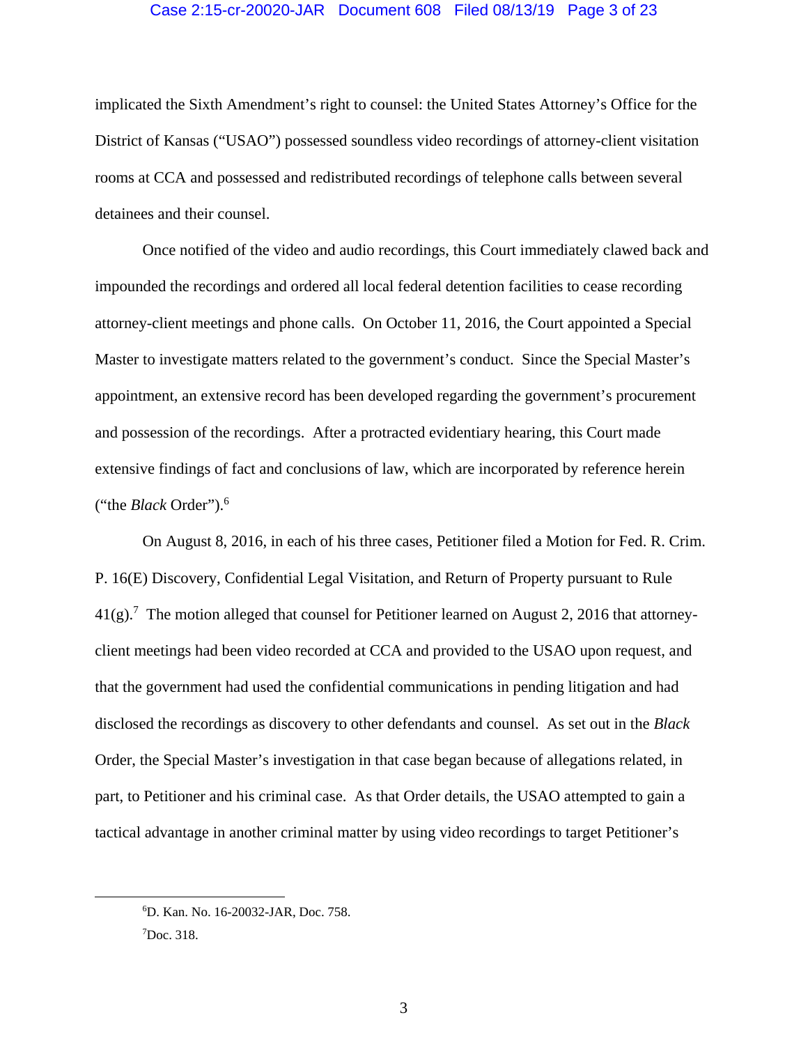implicated the Sixth Amendment's right to counsel: the United States Attorney's Office for the District of Kansas ("USAO") possessed soundless video recordings of attorney-client visitation rooms at CCA and possessed and redistributed recordings of telephone calls between several detainees and their counsel.

Once notified of the video and audio recordings, this Court immediately clawed back and impounded the recordings and ordered all local federal detention facilities to cease recording attorney-client meetings and phone calls. On October 11, 2016, the Court appointed a Special Master to investigate matters related to the government's conduct. Since the Special Master's appointment, an extensive record has been developed regarding the government's procurement and possession of the recordings. After a protracted evidentiary hearing, this Court made extensive findings of fact and conclusions of law, which are incorporated by reference herein ("the *Black* Order").[6]

On August 8, 2016, in each of his three cases, Petitioner filed a Motion for Fed. R. Crim. P. 16(E) Discovery, Confidential Legal Visitation, and Return of Property pursuant to Rule 41(g).[7] The motion alleged that counsel for Petitioner learned on August 2, 2016 that attorney-client meetings had been video recorded at CCA and provided to the USAO upon request, and that the government had used the confidential communications in pending litigation and had disclosed the recordings as discovery to other defendants and counsel. As set out in the *Black* Order, the Special Master's investigation in that case began because of allegations related, in part, to Petitioner and his criminal case. As that Order details, the USAO attempted to gain a tactical advantage in another criminal matter by using video recordings to target Petitioner's

---

[6] D. Kan. No. 16-20032-JAR, Doc. 758.

[7] Doc. 318.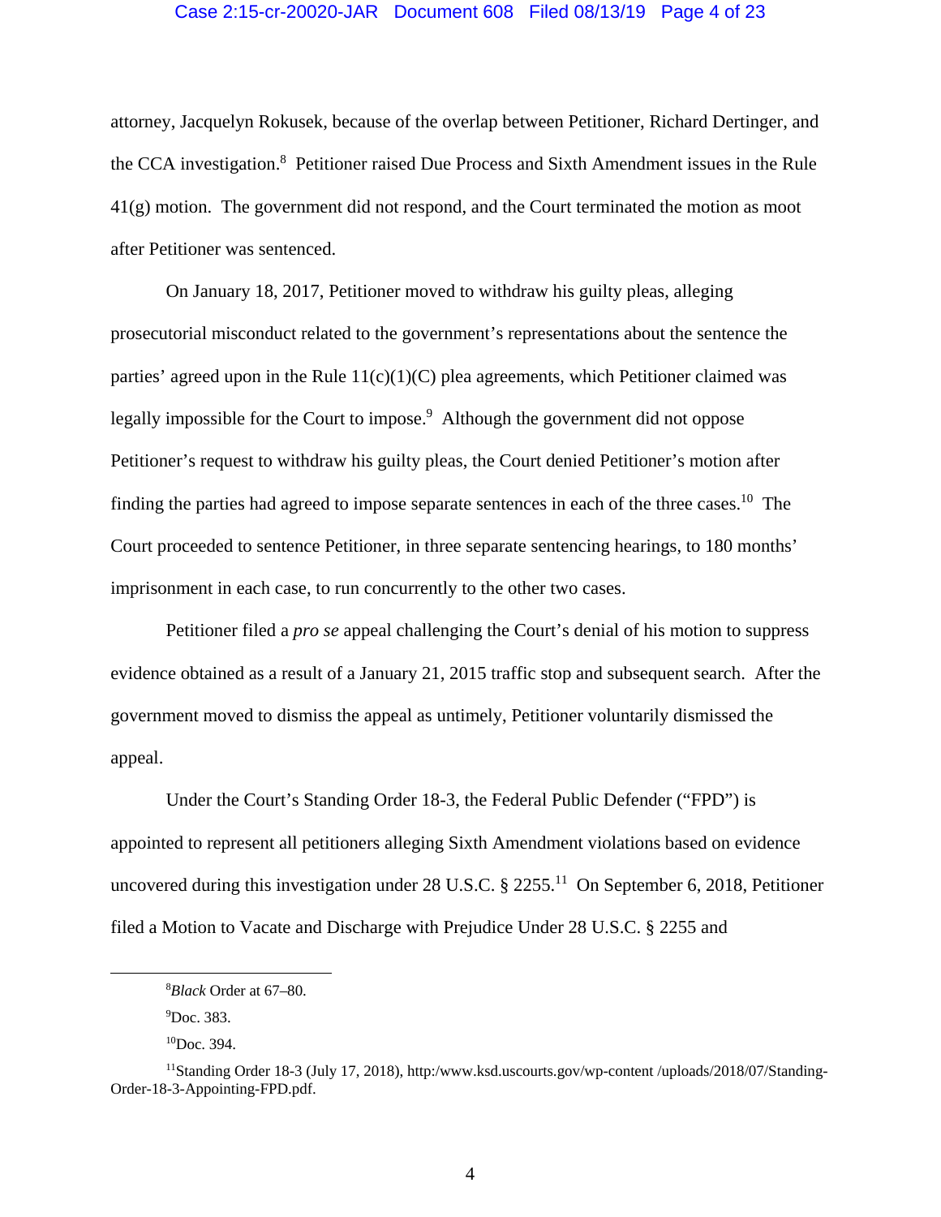attorney, Jacquelyn Rokusek, because of the overlap between Petitioner, Richard Dertinger, and the CCA investigation.[8] Petitioner raised Due Process and Sixth Amendment issues in the Rule 41(g) motion. The government did not respond, and the Court terminated the motion as moot after Petitioner was sentenced.

On January 18, 2017, Petitioner moved to withdraw his guilty pleas, alleging prosecutorial misconduct related to the government's representations about the sentence the parties' agreed upon in the Rule 11(c)(1)(C) plea agreements, which Petitioner claimed was legally impossible for the Court to impose.[9] Although the government did not oppose Petitioner's request to withdraw his guilty pleas, the Court denied Petitioner's motion after finding the parties had agreed to impose separate sentences in each of the three cases.[10] The Court proceeded to sentence Petitioner, in three separate sentencing hearings, to 180 months' imprisonment in each case, to run concurrently to the other two cases.

Petitioner filed a *pro se* appeal challenging the Court's denial of his motion to suppress evidence obtained as a result of a January 21, 2015 traffic stop and subsequent search. After the government moved to dismiss the appeal as untimely, Petitioner voluntarily dismissed the appeal.

Under the Court's Standing Order 18-3, the Federal Public Defender ("FPD") is appointed to represent all petitioners alleging Sixth Amendment violations based on evidence uncovered during this investigation under 28 U.S.C. § 2255.[11] On September 6, 2018, Petitioner filed a Motion to Vacate and Discharge with Prejudice Under 28 U.S.C. § 2255 and

---

[8] *Black* Order at 67–80.

[9] Doc. 383.

[10] Doc. 394.

[11] Standing Order 18-3 (July 17, 2018), http:/www.ksd.uscourts.gov/wp-content /uploads/2018/07/Standing-Order-18-3-Appointing-FPD.pdf.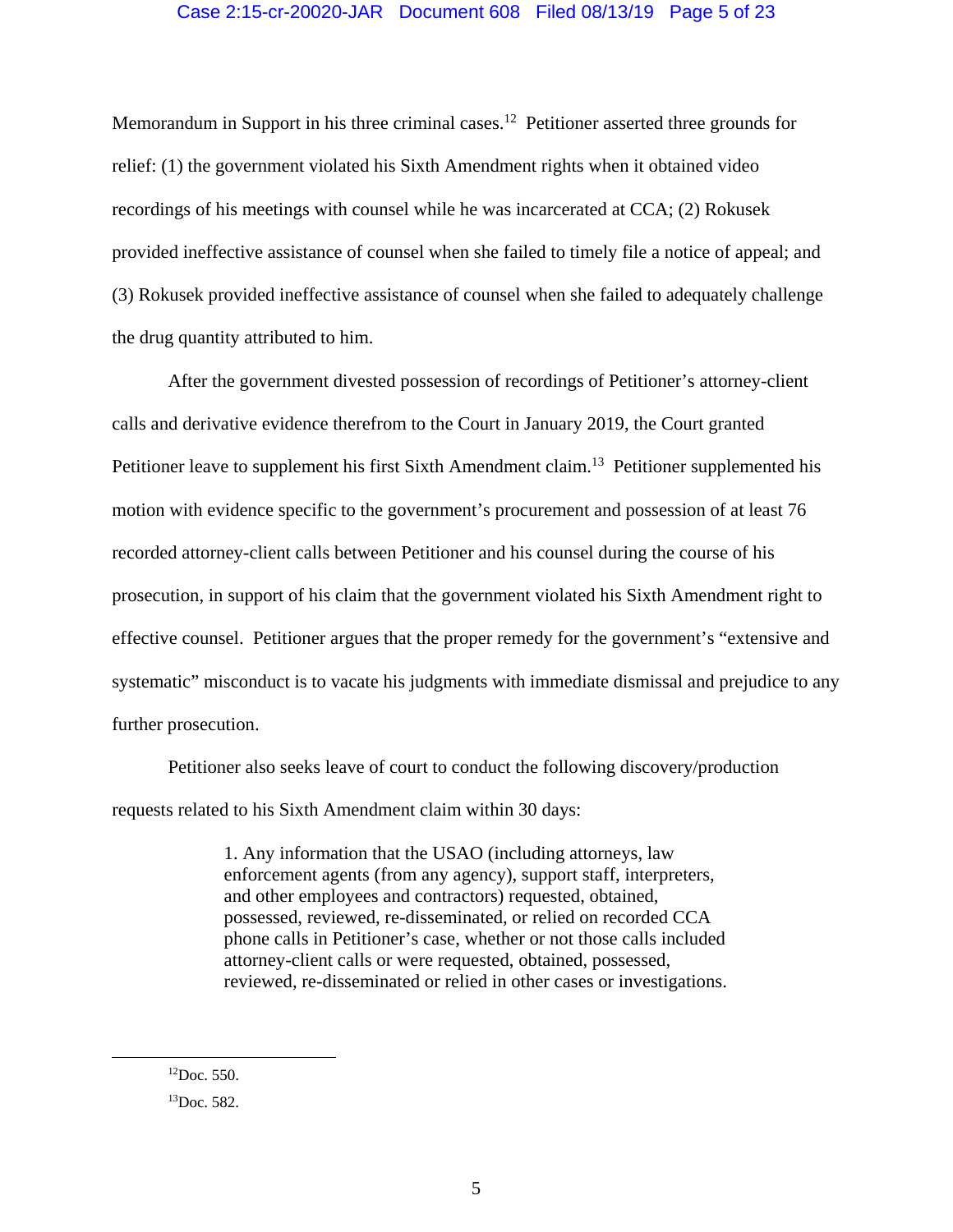Memorandum in Support in his three criminal cases.[12] Petitioner asserted three grounds for relief: (1) the government violated his Sixth Amendment rights when it obtained video recordings of his meetings with counsel while he was incarcerated at CCA; (2) Rokusek provided ineffective assistance of counsel when she failed to timely file a notice of appeal; and (3) Rokusek provided ineffective assistance of counsel when she failed to adequately challenge the drug quantity attributed to him.

After the government divested possession of recordings of Petitioner's attorney-client calls and derivative evidence therefrom to the Court in January 2019, the Court granted Petitioner leave to supplement his first Sixth Amendment claim.[13] Petitioner supplemented his motion with evidence specific to the government's procurement and possession of at least 76 recorded attorney-client calls between Petitioner and his counsel during the course of his prosecution, in support of his claim that the government violated his Sixth Amendment right to effective counsel. Petitioner argues that the proper remedy for the government's "extensive and systematic" misconduct is to vacate his judgments with immediate dismissal and prejudice to any further prosecution.

Petitioner also seeks leave of court to conduct the following discovery/production requests related to his Sixth Amendment claim within 30 days:

> 1. Any information that the USAO (including attorneys, law enforcement agents (from any agency), support staff, interpreters, and other employees and contractors) requested, obtained, possessed, reviewed, re-disseminated, or relied on recorded CCA phone calls in Petitioner's case, whether or not those calls included attorney-client calls or were requested, obtained, possessed, reviewed, re-disseminated or relied in other cases or investigations.

---

[12] Doc. 550.

[13] Doc. 582.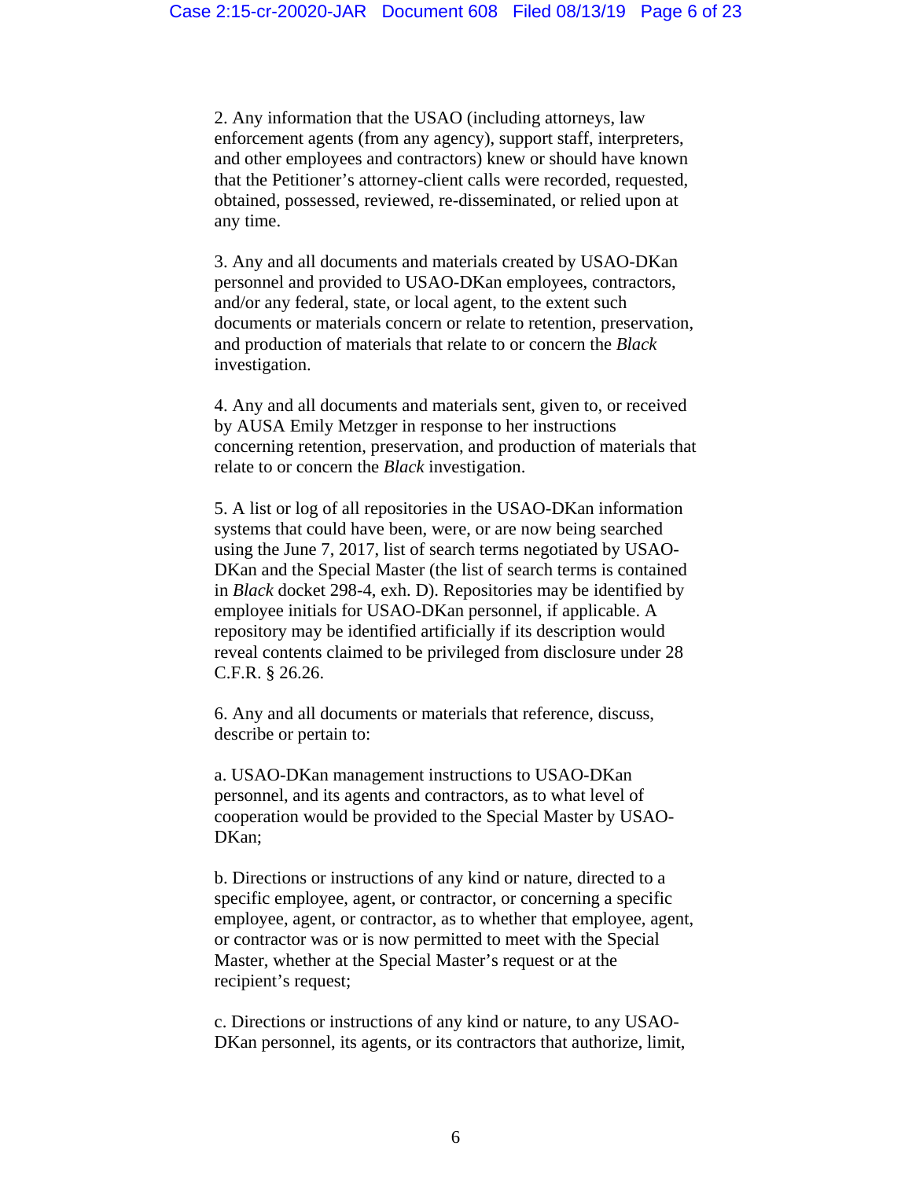2. Any information that the USAO (including attorneys, law enforcement agents (from any agency), support staff, interpreters, and other employees and contractors) knew or should have known that the Petitioner's attorney-client calls were recorded, requested, obtained, possessed, reviewed, re-disseminated, or relied upon at any time.

3. Any and all documents and materials created by USAO-DKan personnel and provided to USAO-DKan employees, contractors, and/or any federal, state, or local agent, to the extent such documents or materials concern or relate to retention, preservation, and production of materials that relate to or concern the *Black* investigation.

4. Any and all documents and materials sent, given to, or received by AUSA Emily Metzger in response to her instructions concerning retention, preservation, and production of materials that relate to or concern the *Black* investigation.

5. A list or log of all repositories in the USAO-DKan information systems that could have been, were, or are now being searched using the June 7, 2017, list of search terms negotiated by USAO-DKan and the Special Master (the list of search terms is contained in *Black* docket 298-4, exh. D). Repositories may be identified by employee initials for USAO-DKan personnel, if applicable. A repository may be identified artificially if its description would reveal contents claimed to be privileged from disclosure under 28 C.F.R. § 26.26.

6. Any and all documents or materials that reference, discuss, describe or pertain to:

a. USAO-DKan management instructions to USAO-DKan personnel, and its agents and contractors, as to what level of cooperation would be provided to the Special Master by USAO-DKan;

b. Directions or instructions of any kind or nature, directed to a specific employee, agent, or contractor, or concerning a specific employee, agent, or contractor, as to whether that employee, agent, or contractor was or is now permitted to meet with the Special Master, whether at the Special Master's request or at the recipient's request;

c. Directions or instructions of any kind or nature, to any USAO-DKan personnel, its agents, or its contractors that authorize, limit,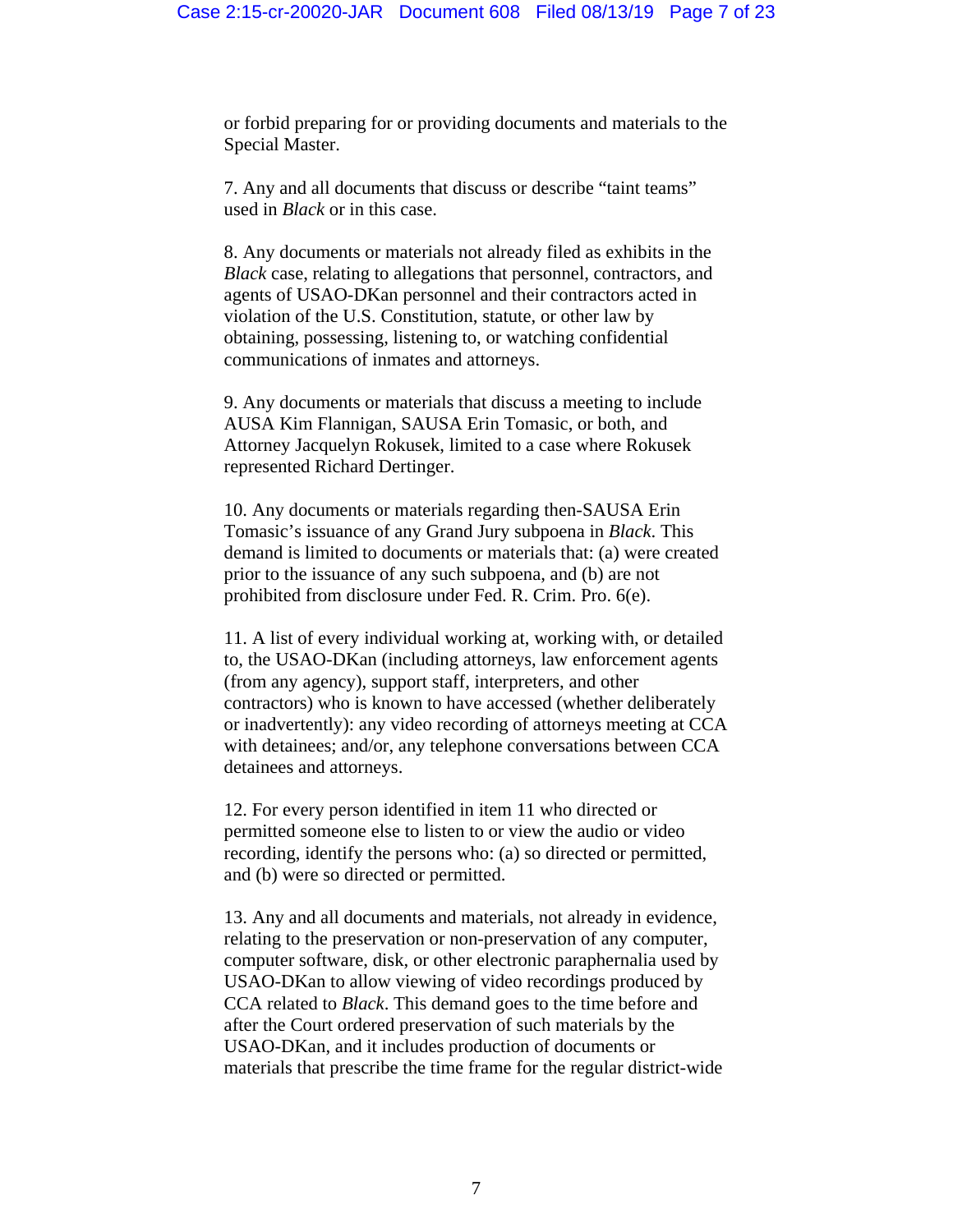or forbid preparing for or providing documents and materials to the Special Master.

7. Any and all documents that discuss or describe "taint teams" used in *Black* or in this case.

8. Any documents or materials not already filed as exhibits in the *Black* case, relating to allegations that personnel, contractors, and agents of USAO-DKan personnel and their contractors acted in violation of the U.S. Constitution, statute, or other law by obtaining, possessing, listening to, or watching confidential communications of inmates and attorneys.

9. Any documents or materials that discuss a meeting to include AUSA Kim Flannigan, SAUSA Erin Tomasic, or both, and Attorney Jacquelyn Rokusek, limited to a case where Rokusek represented Richard Dertinger.

10. Any documents or materials regarding then-SAUSA Erin Tomasic's issuance of any Grand Jury subpoena in *Black*. This demand is limited to documents or materials that: (a) were created prior to the issuance of any such subpoena, and (b) are not prohibited from disclosure under Fed. R. Crim. Pro. 6(e).

11. A list of every individual working at, working with, or detailed to, the USAO-DKan (including attorneys, law enforcement agents (from any agency), support staff, interpreters, and other contractors) who is known to have accessed (whether deliberately or inadvertently): any video recording of attorneys meeting at CCA with detainees; and/or, any telephone conversations between CCA detainees and attorneys.

12. For every person identified in item 11 who directed or permitted someone else to listen to or view the audio or video recording, identify the persons who: (a) so directed or permitted, and (b) were so directed or permitted.

13. Any and all documents and materials, not already in evidence, relating to the preservation or non-preservation of any computer, computer software, disk, or other electronic paraphernalia used by USAO-DKan to allow viewing of video recordings produced by CCA related to *Black*. This demand goes to the time before and after the Court ordered preservation of such materials by the USAO-DKan, and it includes production of documents or materials that prescribe the time frame for the regular district-wide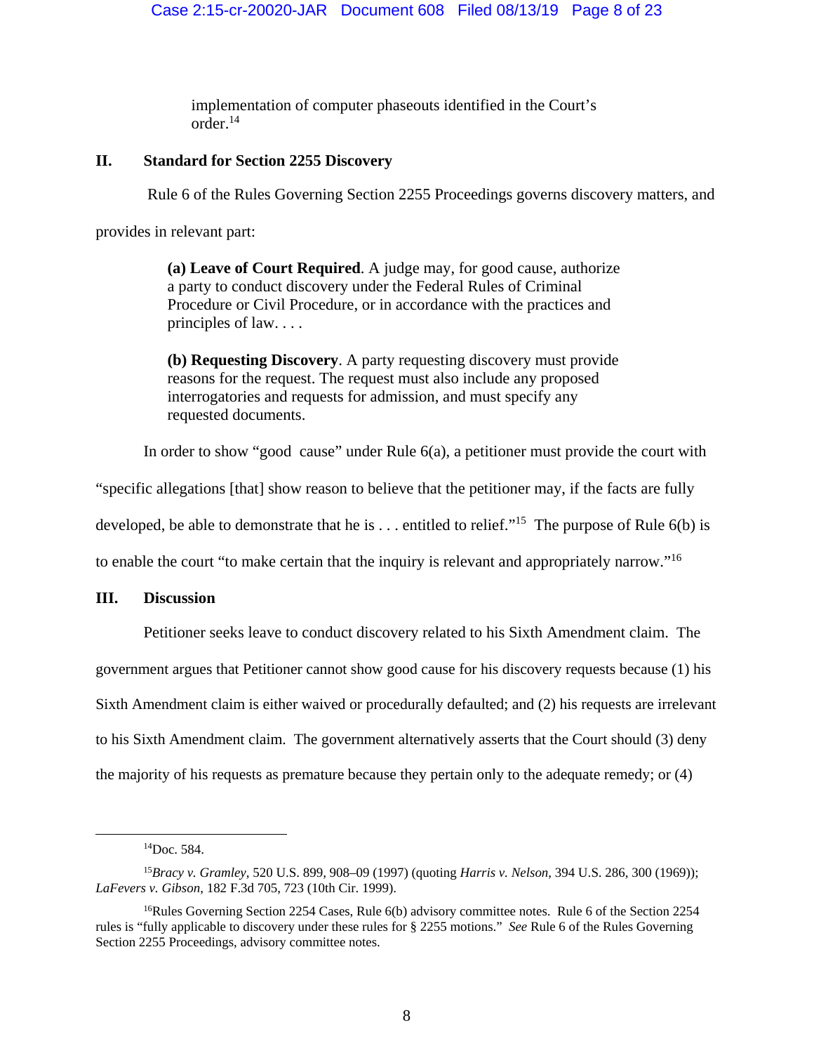implementation of computer phaseouts identified in the Court's order.[14]

## II. Standard for Section 2255 Discovery

Rule 6 of the Rules Governing Section 2255 Proceedings governs discovery matters, and provides in relevant part:

> **(a) Leave of Court Required**. A judge may, for good cause, authorize a party to conduct discovery under the Federal Rules of Criminal Procedure or Civil Procedure, or in accordance with the practices and principles of law. . . .
>
> **(b) Requesting Discovery**. A party requesting discovery must provide reasons for the request. The request must also include any proposed interrogatories and requests for admission, and must specify any requested documents.

In order to show "good cause" under Rule 6(a), a petitioner must provide the court with "specific allegations [that] show reason to believe that the petitioner may, if the facts are fully developed, be able to demonstrate that he is . . . entitled to relief."[15] The purpose of Rule 6(b) is to enable the court "to make certain that the inquiry is relevant and appropriately narrow."[16]

## III. Discussion

Petitioner seeks leave to conduct discovery related to his Sixth Amendment claim. The government argues that Petitioner cannot show good cause for his discovery requests because (1) his Sixth Amendment claim is either waived or procedurally defaulted; and (2) his requests are irrelevant to his Sixth Amendment claim. The government alternatively asserts that the Court should (3) deny the majority of his requests as premature because they pertain only to the adequate remedy; or (4)

---

[14] Doc. 584.

[15] *Bracy v. Gramley*, 520 U.S. 899, 908–09 (1997) (quoting *Harris v. Nelson*, 394 U.S. 286, 300 (1969)); *LaFevers v. Gibson*, 182 F.3d 705, 723 (10th Cir. 1999).

[16] Rules Governing Section 2254 Cases, Rule 6(b) advisory committee notes. Rule 6 of the Section 2254 rules is "fully applicable to discovery under these rules for § 2255 motions." *See* Rule 6 of the Rules Governing Section 2255 Proceedings, advisory committee notes.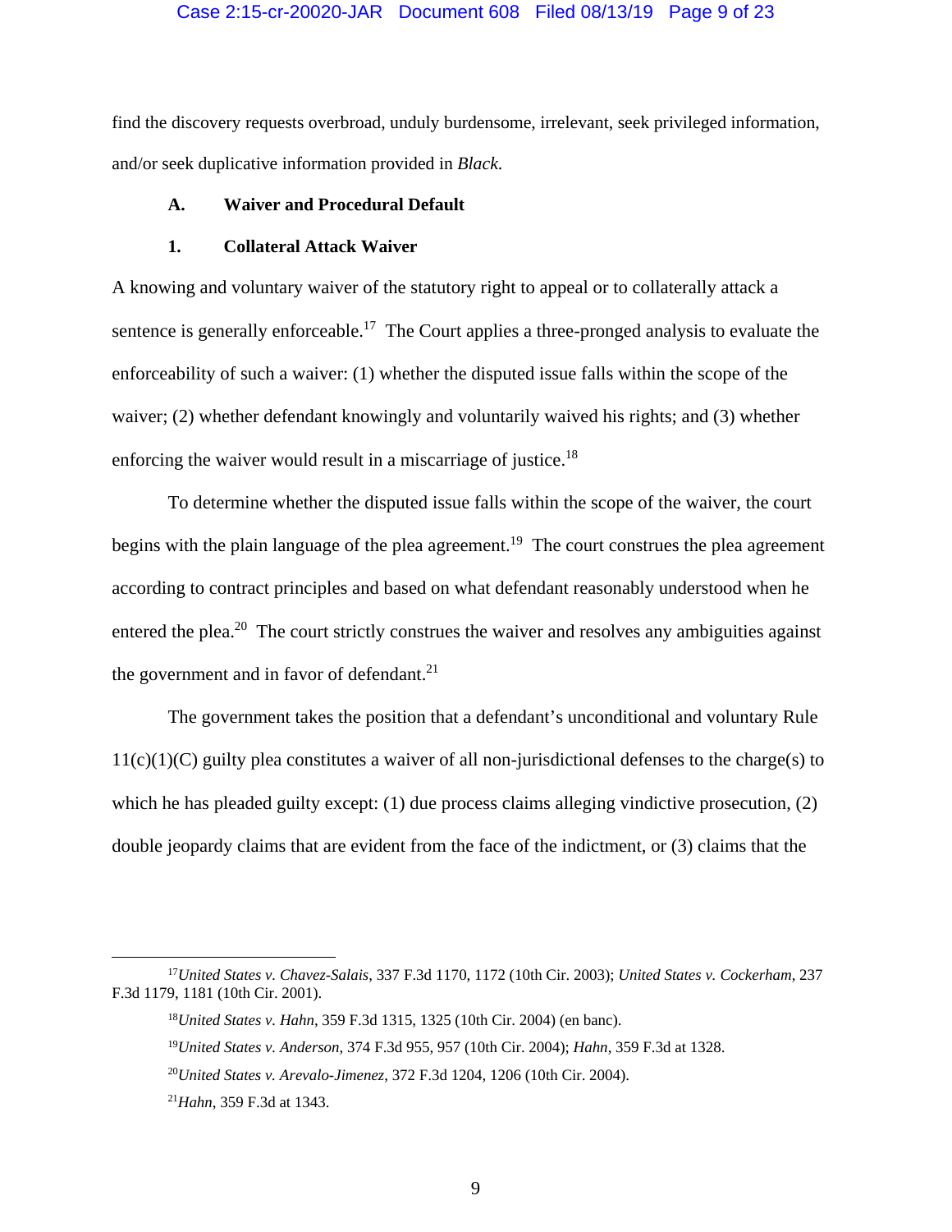find the discovery requests overbroad, unduly burdensome, irrelevant, seek privileged information, and/or seek duplicative information provided in *Black*.

### A. Waiver and Procedural Default

#### 1. Collateral Attack Waiver

A knowing and voluntary waiver of the statutory right to appeal or to collaterally attack a sentence is generally enforceable.[17] The Court applies a three-pronged analysis to evaluate the enforceability of such a waiver: (1) whether the disputed issue falls within the scope of the waiver; (2) whether defendant knowingly and voluntarily waived his rights; and (3) whether enforcing the waiver would result in a miscarriage of justice.[18]

To determine whether the disputed issue falls within the scope of the waiver, the court begins with the plain language of the plea agreement.[19] The court construes the plea agreement according to contract principles and based on what defendant reasonably understood when he entered the plea.[20] The court strictly construes the waiver and resolves any ambiguities against the government and in favor of defendant.[21]

The government takes the position that a defendant's unconditional and voluntary Rule 11(c)(1)(C) guilty plea constitutes a waiver of all non-jurisdictional defenses to the charge(s) to which he has pleaded guilty except: (1) due process claims alleging vindictive prosecution, (2) double jeopardy claims that are evident from the face of the indictment, or (3) claims that the

---

[17] *United States v. Chavez-Salais*, 337 F.3d 1170, 1172 (10th Cir. 2003); *United States v. Cockerham*, 237 F.3d 1179, 1181 (10th Cir. 2001).

[18] *United States v. Hahn*, 359 F.3d 1315, 1325 (10th Cir. 2004) (en banc).

[19] *United States v. Anderson*, 374 F.3d 955, 957 (10th Cir. 2004); *Hahn*, 359 F.3d at 1328.

[20] *United States v. Arevalo-Jimenez*, 372 F.3d 1204, 1206 (10th Cir. 2004).

[21] *Hahn*, 359 F.3d at 1343.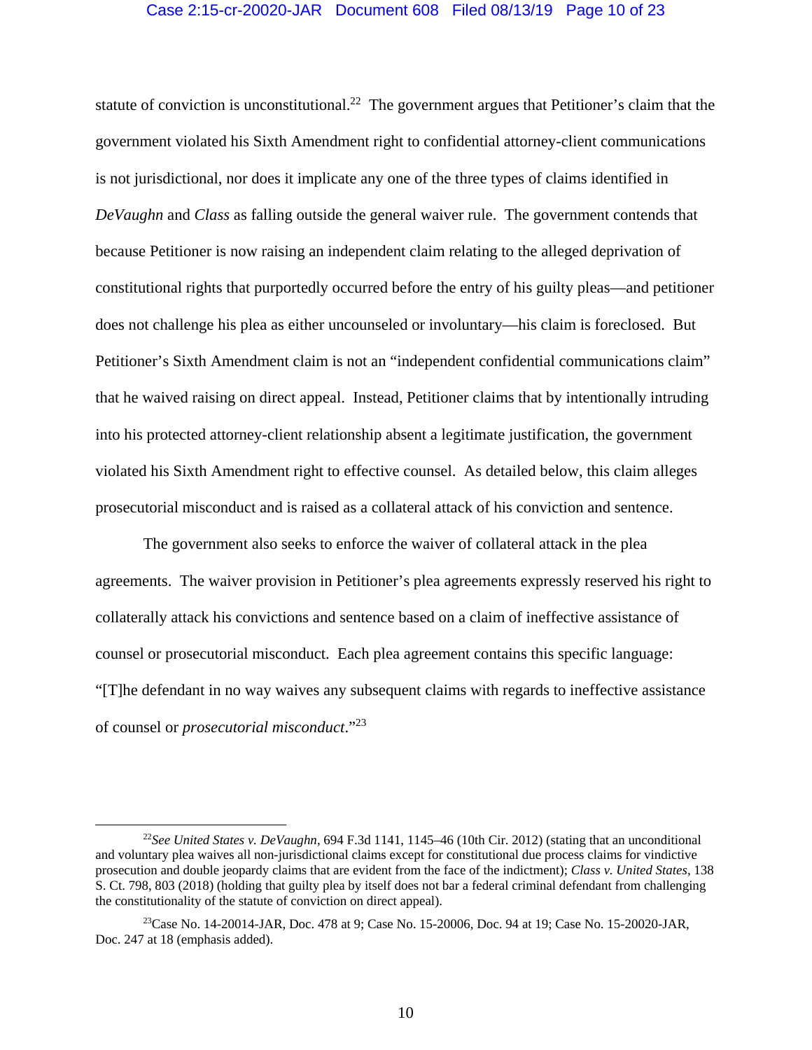statute of conviction is unconstitutional.[22] The government argues that Petitioner's claim that the government violated his Sixth Amendment right to confidential attorney-client communications is not jurisdictional, nor does it implicate any one of the three types of claims identified in *DeVaughn* and *Class* as falling outside the general waiver rule. The government contends that because Petitioner is now raising an independent claim relating to the alleged deprivation of constitutional rights that purportedly occurred before the entry of his guilty pleas—and petitioner does not challenge his plea as either uncounseled or involuntary—his claim is foreclosed. But Petitioner's Sixth Amendment claim is not an "independent confidential communications claim" that he waived raising on direct appeal. Instead, Petitioner claims that by intentionally intruding into his protected attorney-client relationship absent a legitimate justification, the government violated his Sixth Amendment right to effective counsel. As detailed below, this claim alleges prosecutorial misconduct and is raised as a collateral attack of his conviction and sentence.

The government also seeks to enforce the waiver of collateral attack in the plea agreements. The waiver provision in Petitioner's plea agreements expressly reserved his right to collaterally attack his convictions and sentence based on a claim of ineffective assistance of counsel or prosecutorial misconduct. Each plea agreement contains this specific language: "[T]he defendant in no way waives any subsequent claims with regards to ineffective assistance of counsel or *prosecutorial misconduct*."[23]

---

[22] *See United States v. DeVaughn*, 694 F.3d 1141, 1145–46 (10th Cir. 2012) (stating that an unconditional and voluntary plea waives all non-jurisdictional claims except for constitutional due process claims for vindictive prosecution and double jeopardy claims that are evident from the face of the indictment); *Class v. United States*, 138 S. Ct. 798, 803 (2018) (holding that guilty plea by itself does not bar a federal criminal defendant from challenging the constitutionality of the statute of conviction on direct appeal).

[23] Case No. 14-20014-JAR, Doc. 478 at 9; Case No. 15-20006, Doc. 94 at 19; Case No. 15-20020-JAR, Doc. 247 at 18 (emphasis added).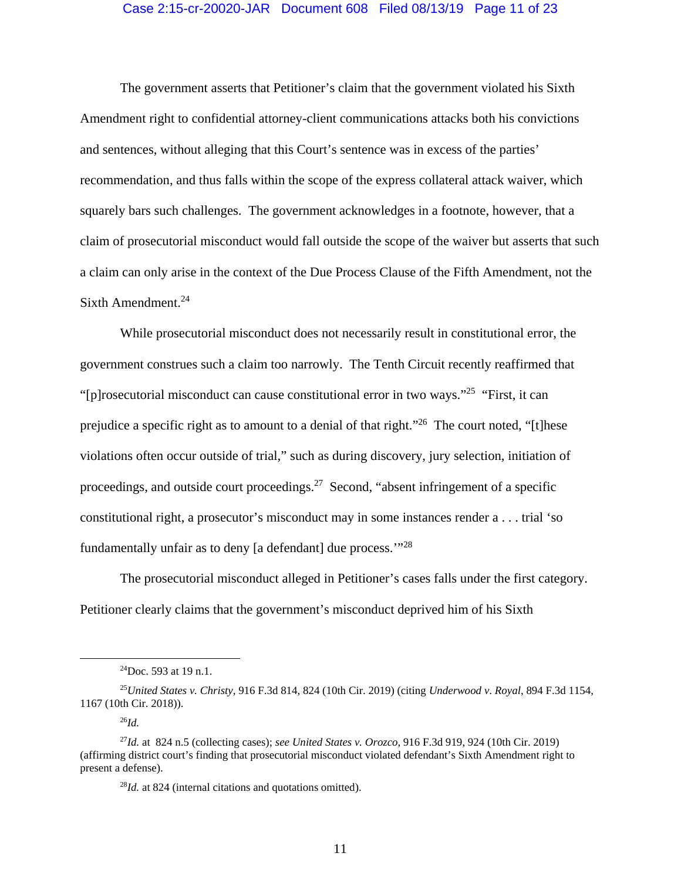The government asserts that Petitioner's claim that the government violated his Sixth Amendment right to confidential attorney-client communications attacks both his convictions and sentences, without alleging that this Court's sentence was in excess of the parties' recommendation, and thus falls within the scope of the express collateral attack waiver, which squarely bars such challenges. The government acknowledges in a footnote, however, that a claim of prosecutorial misconduct would fall outside the scope of the waiver but asserts that such a claim can only arise in the context of the Due Process Clause of the Fifth Amendment, not the Sixth Amendment.[24]

While prosecutorial misconduct does not necessarily result in constitutional error, the government construes such a claim too narrowly. The Tenth Circuit recently reaffirmed that "[p]rosecutorial misconduct can cause constitutional error in two ways."[25] "First, it can prejudice a specific right as to amount to a denial of that right."[26] The court noted, "[t]hese violations often occur outside of trial," such as during discovery, jury selection, initiation of proceedings, and outside court proceedings.[27] Second, "absent infringement of a specific constitutional right, a prosecutor's misconduct may in some instances render a . . . trial 'so fundamentally unfair as to deny [a defendant] due process.'"[28]

The prosecutorial misconduct alleged in Petitioner's cases falls under the first category. Petitioner clearly claims that the government's misconduct deprived him of his Sixth

---

[24]Doc. 593 at 19 n.1.

[25]*United States v. Christy*, 916 F.3d 814, 824 (10th Cir. 2019) (citing *Underwood v. Royal*, 894 F.3d 1154, 1167 (10th Cir. 2018)).

[26]*Id.*

[27]*Id.* at 824 n.5 (collecting cases); *see United States v. Orozco*, 916 F.3d 919, 924 (10th Cir. 2019) (affirming district court's finding that prosecutorial misconduct violated defendant's Sixth Amendment right to present a defense).

[28]*Id.* at 824 (internal citations and quotations omitted).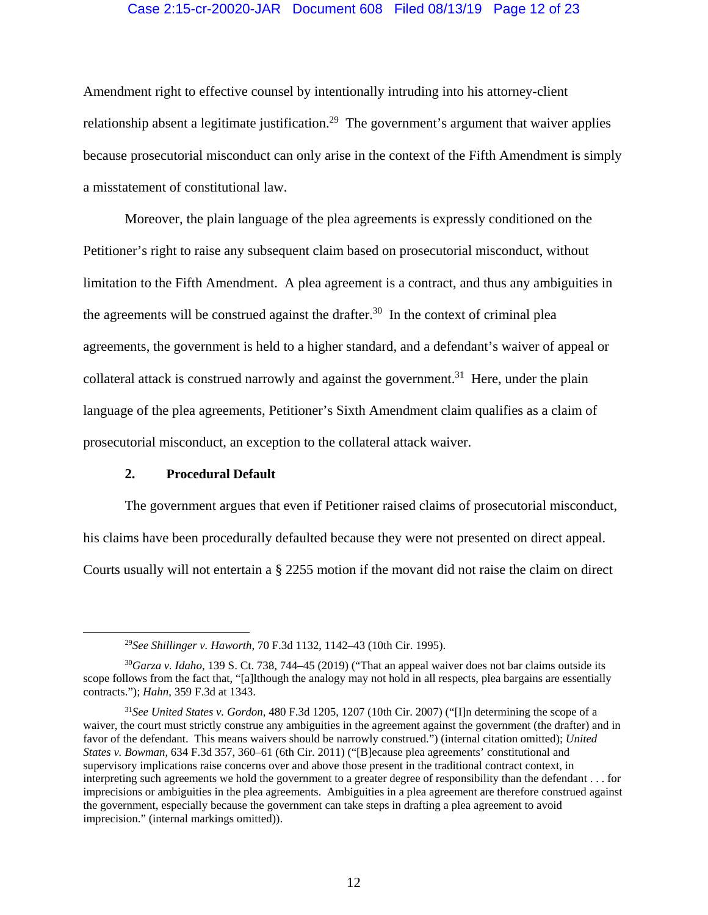Amendment right to effective counsel by intentionally intruding into his attorney-client relationship absent a legitimate justification.[29] The government's argument that waiver applies because prosecutorial misconduct can only arise in the context of the Fifth Amendment is simply a misstatement of constitutional law.

Moreover, the plain language of the plea agreements is expressly conditioned on the Petitioner's right to raise any subsequent claim based on prosecutorial misconduct, without limitation to the Fifth Amendment. A plea agreement is a contract, and thus any ambiguities in the agreements will be construed against the drafter.[30] In the context of criminal plea agreements, the government is held to a higher standard, and a defendant's waiver of appeal or collateral attack is construed narrowly and against the government.[31] Here, under the plain language of the plea agreements, Petitioner's Sixth Amendment claim qualifies as a claim of prosecutorial misconduct, an exception to the collateral attack waiver.

**2. Procedural Default**

The government argues that even if Petitioner raised claims of prosecutorial misconduct, his claims have been procedurally defaulted because they were not presented on direct appeal. Courts usually will not entertain a § 2255 motion if the movant did not raise the claim on direct

---

[29]*See Shillinger v. Haworth*, 70 F.3d 1132, 1142–43 (10th Cir. 1995).

[30]*Garza v. Idaho*, 139 S. Ct. 738, 744–45 (2019) ("That an appeal waiver does not bar claims outside its scope follows from the fact that, "[a]lthough the analogy may not hold in all respects, plea bargains are essentially contracts."); *Hahn*, 359 F.3d at 1343.

[31]*See United States v. Gordon*, 480 F.3d 1205, 1207 (10th Cir. 2007) ("[I]n determining the scope of a waiver, the court must strictly construe any ambiguities in the agreement against the government (the drafter) and in favor of the defendant. This means waivers should be narrowly construed.") (internal citation omitted); *United States v. Bowman*, 634 F.3d 357, 360–61 (6th Cir. 2011) ("[B]ecause plea agreements' constitutional and supervisory implications raise concerns over and above those present in the traditional contract context, in interpreting such agreements we hold the government to a greater degree of responsibility than the defendant . . . for imprecisions or ambiguities in the plea agreements. Ambiguities in a plea agreement are therefore construed against the government, especially because the government can take steps in drafting a plea agreement to avoid imprecision." (internal markings omitted)).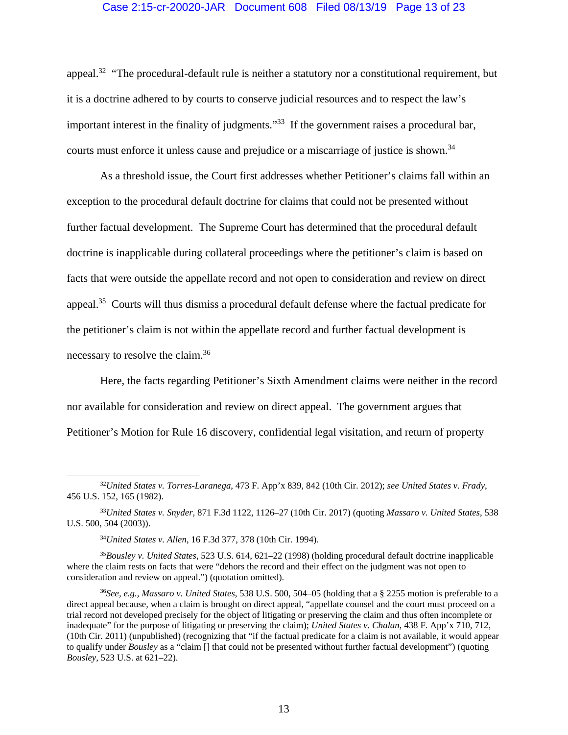appeal.[32] "The procedural-default rule is neither a statutory nor a constitutional requirement, but it is a doctrine adhered to by courts to conserve judicial resources and to respect the law's important interest in the finality of judgments."[33] If the government raises a procedural bar, courts must enforce it unless cause and prejudice or a miscarriage of justice is shown.[34]

As a threshold issue, the Court first addresses whether Petitioner's claims fall within an exception to the procedural default doctrine for claims that could not be presented without further factual development. The Supreme Court has determined that the procedural default doctrine is inapplicable during collateral proceedings where the petitioner's claim is based on facts that were outside the appellate record and not open to consideration and review on direct appeal.[35] Courts will thus dismiss a procedural default defense where the factual predicate for the petitioner's claim is not within the appellate record and further factual development is necessary to resolve the claim.[36]

Here, the facts regarding Petitioner's Sixth Amendment claims were neither in the record nor available for consideration and review on direct appeal. The government argues that Petitioner's Motion for Rule 16 discovery, confidential legal visitation, and return of property

---

[32] *United States v. Torres-Laranega*, 473 F. App'x 839, 842 (10th Cir. 2012); *see United States v. Frady*, 456 U.S. 152, 165 (1982).

[33] *United States v. Snyder*, 871 F.3d 1122, 1126–27 (10th Cir. 2017) (quoting *Massaro v. United States*, 538 U.S. 500, 504 (2003)).

[34] *United States v. Allen*, 16 F.3d 377, 378 (10th Cir. 1994).

[35] *Bousley v. United States*, 523 U.S. 614, 621–22 (1998) (holding procedural default doctrine inapplicable where the claim rests on facts that were "dehors the record and their effect on the judgment was not open to consideration and review on appeal.") (quotation omitted).

[36] *See, e.g.*, *Massaro v. United States*, 538 U.S. 500, 504–05 (holding that a § 2255 motion is preferable to a direct appeal because, when a claim is brought on direct appeal, "appellate counsel and the court must proceed on a trial record not developed precisely for the object of litigating or preserving the claim and thus often incomplete or inadequate" for the purpose of litigating or preserving the claim); *United States v. Chalan*, 438 F. App'x 710, 712, (10th Cir. 2011) (unpublished) (recognizing that "if the factual predicate for a claim is not available, it would appear to qualify under *Bousley* as a "claim [] that could not be presented without further factual development") (quoting *Bousley*, 523 U.S. at 621–22).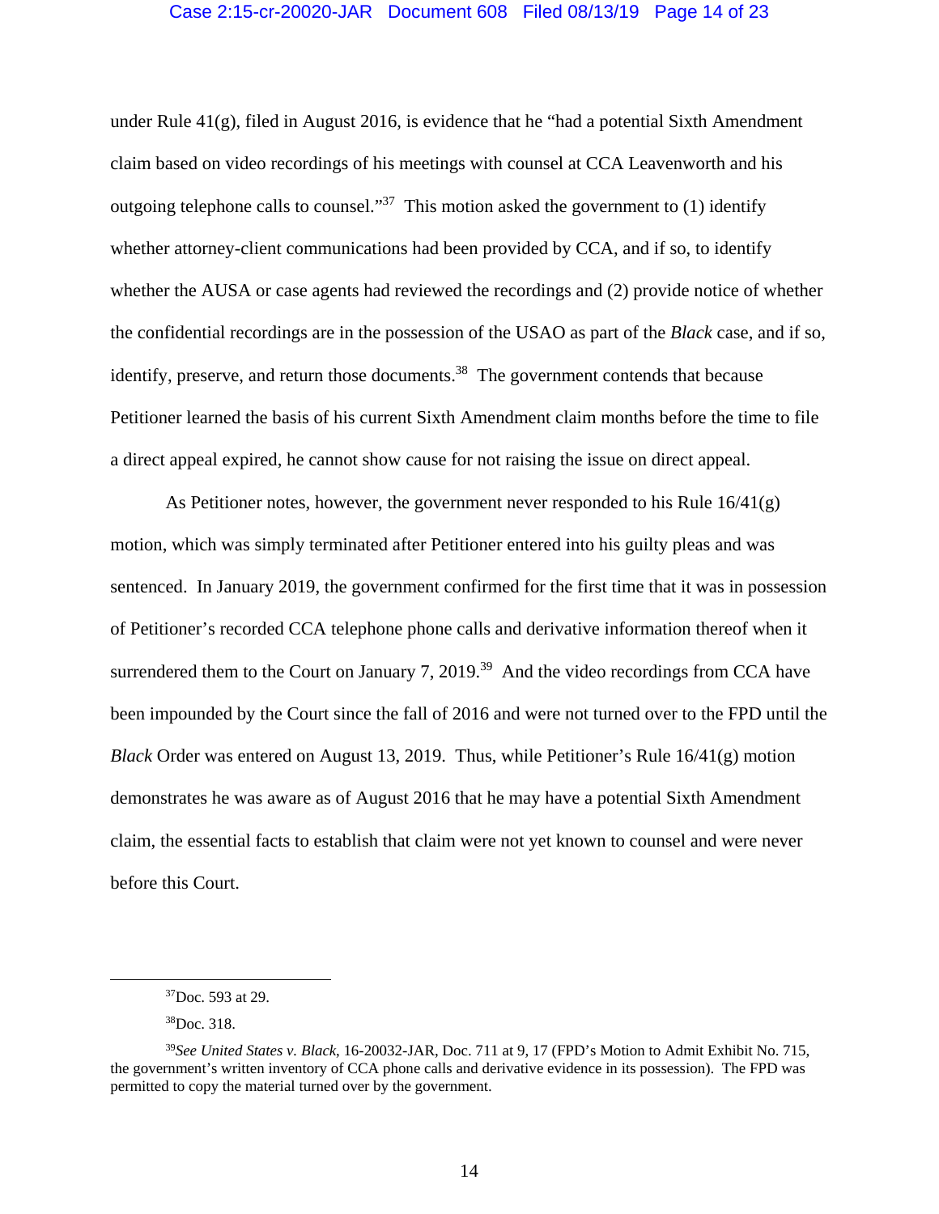under Rule 41(g), filed in August 2016, is evidence that he "had a potential Sixth Amendment claim based on video recordings of his meetings with counsel at CCA Leavenworth and his outgoing telephone calls to counsel."[37] This motion asked the government to (1) identify whether attorney-client communications had been provided by CCA, and if so, to identify whether the AUSA or case agents had reviewed the recordings and (2) provide notice of whether the confidential recordings are in the possession of the USAO as part of the *Black* case, and if so, identify, preserve, and return those documents.[38] The government contends that because Petitioner learned the basis of his current Sixth Amendment claim months before the time to file a direct appeal expired, he cannot show cause for not raising the issue on direct appeal.

As Petitioner notes, however, the government never responded to his Rule 16/41(g) motion, which was simply terminated after Petitioner entered into his guilty pleas and was sentenced. In January 2019, the government confirmed for the first time that it was in possession of Petitioner's recorded CCA telephone phone calls and derivative information thereof when it surrendered them to the Court on January 7, 2019.[39] And the video recordings from CCA have been impounded by the Court since the fall of 2016 and were not turned over to the FPD until the *Black* Order was entered on August 13, 2019. Thus, while Petitioner's Rule 16/41(g) motion demonstrates he was aware as of August 2016 that he may have a potential Sixth Amendment claim, the essential facts to establish that claim were not yet known to counsel and were never before this Court.

---

[37] Doc. 593 at 29.

[38] Doc. 318.

[39] *See United States v. Black*, 16-20032-JAR, Doc. 711 at 9, 17 (FPD's Motion to Admit Exhibit No. 715, the government's written inventory of CCA phone calls and derivative evidence in its possession). The FPD was permitted to copy the material turned over by the government.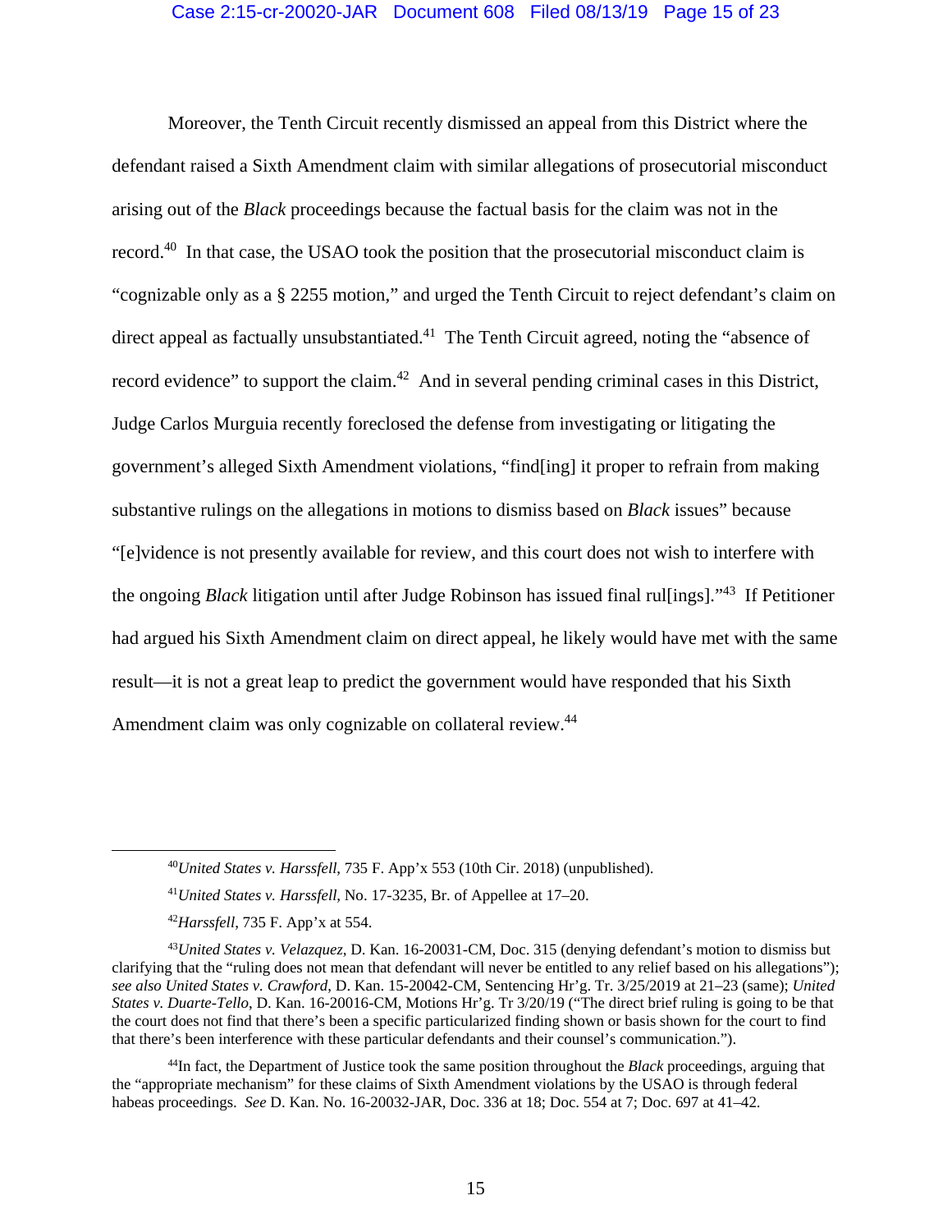Moreover, the Tenth Circuit recently dismissed an appeal from this District where the defendant raised a Sixth Amendment claim with similar allegations of prosecutorial misconduct arising out of the *Black* proceedings because the factual basis for the claim was not in the record.[40] In that case, the USAO took the position that the prosecutorial misconduct claim is "cognizable only as a § 2255 motion," and urged the Tenth Circuit to reject defendant's claim on direct appeal as factually unsubstantiated.[41] The Tenth Circuit agreed, noting the "absence of record evidence" to support the claim.[42] And in several pending criminal cases in this District, Judge Carlos Murguia recently foreclosed the defense from investigating or litigating the government's alleged Sixth Amendment violations, "find[ing] it proper to refrain from making substantive rulings on the allegations in motions to dismiss based on *Black* issues" because "[e]vidence is not presently available for review, and this court does not wish to interfere with the ongoing *Black* litigation until after Judge Robinson has issued final rul[ings]."[43] If Petitioner had argued his Sixth Amendment claim on direct appeal, he likely would have met with the same result—it is not a great leap to predict the government would have responded that his Sixth Amendment claim was only cognizable on collateral review.[44]

---

[40] *United States v. Harssfell*, 735 F. App'x 553 (10th Cir. 2018) (unpublished).

[41] *United States v. Harssfell*, No. 17-3235, Br. of Appellee at 17–20.

[42] *Harssfell*, 735 F. App'x at 554.

[43] *United States v. Velazquez*, D. Kan. 16-20031-CM, Doc. 315 (denying defendant's motion to dismiss but clarifying that the "ruling does not mean that defendant will never be entitled to any relief based on his allegations"); *see also United States v. Crawford*, D. Kan. 15-20042-CM, Sentencing Hr'g. Tr. 3/25/2019 at 21–23 (same); *United States v. Duarte-Tello*, D. Kan. 16-20016-CM, Motions Hr'g. Tr 3/20/19 ("The direct brief ruling is going to be that the court does not find that there's been a specific particularized finding shown or basis shown for the court to find that there's been interference with these particular defendants and their counsel's communication.").

[44] In fact, the Department of Justice took the same position throughout the *Black* proceedings, arguing that the "appropriate mechanism" for these claims of Sixth Amendment violations by the USAO is through federal habeas proceedings. *See* D. Kan. No. 16-20032-JAR, Doc. 336 at 18; Doc. 554 at 7; Doc. 697 at 41–42.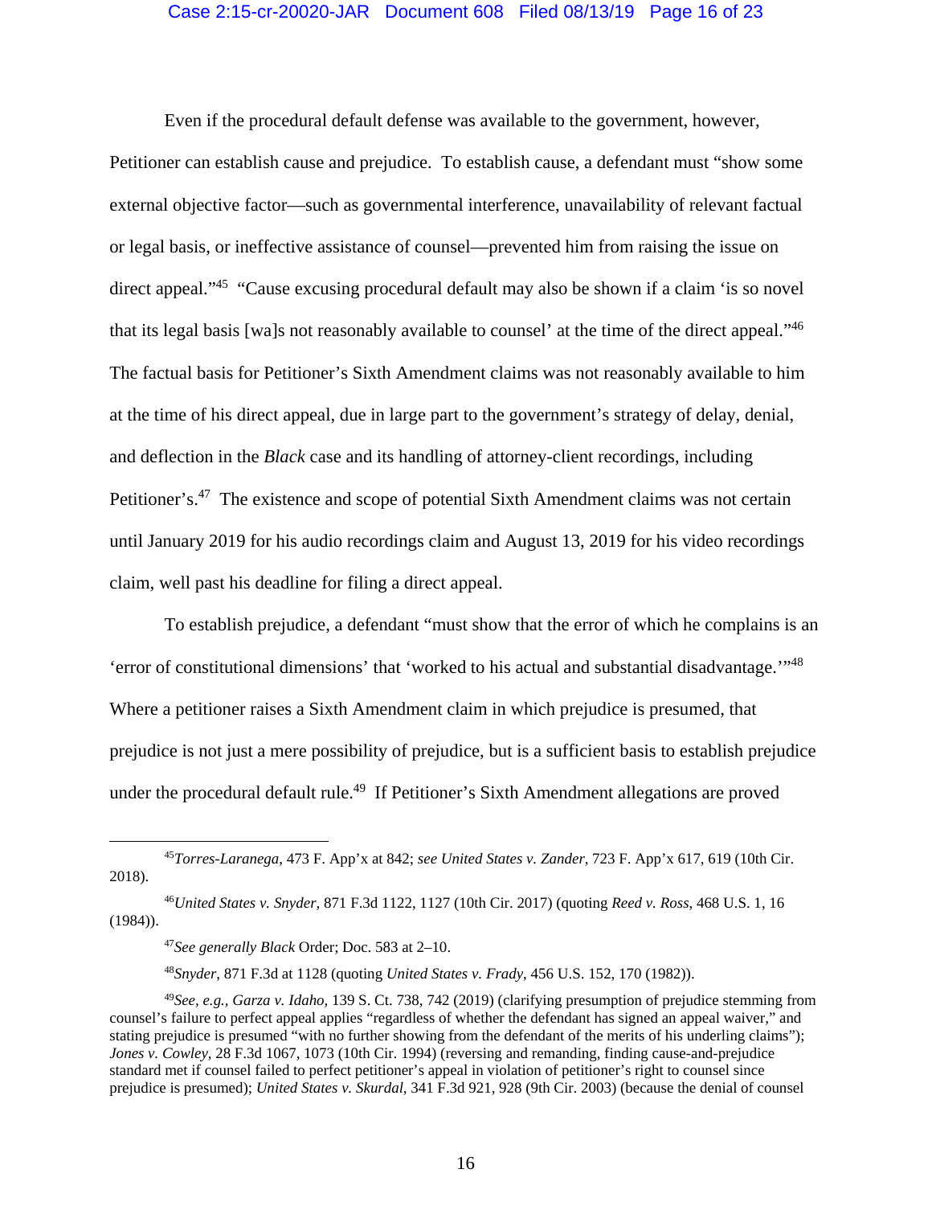Even if the procedural default defense was available to the government, however, Petitioner can establish cause and prejudice. To establish cause, a defendant must "show some external objective factor—such as governmental interference, unavailability of relevant factual or legal basis, or ineffective assistance of counsel—prevented him from raising the issue on direct appeal."[45] "Cause excusing procedural default may also be shown if a claim 'is so novel that its legal basis [wa]s not reasonably available to counsel' at the time of the direct appeal."[46] The factual basis for Petitioner's Sixth Amendment claims was not reasonably available to him at the time of his direct appeal, due in large part to the government's strategy of delay, denial, and deflection in the *Black* case and its handling of attorney-client recordings, including Petitioner's.[47] The existence and scope of potential Sixth Amendment claims was not certain until January 2019 for his audio recordings claim and August 13, 2019 for his video recordings claim, well past his deadline for filing a direct appeal.

To establish prejudice, a defendant "must show that the error of which he complains is an 'error of constitutional dimensions' that 'worked to his actual and substantial disadvantage.'"[48] Where a petitioner raises a Sixth Amendment claim in which prejudice is presumed, that prejudice is not just a mere possibility of prejudice, but is a sufficient basis to establish prejudice under the procedural default rule.[49] If Petitioner's Sixth Amendment allegations are proved

---

[45] *Torres-Laranega*, 473 F. App'x at 842; *see United States v. Zander*, 723 F. App'x 617, 619 (10th Cir. 2018).

[46] *United States v. Snyder*, 871 F.3d 1122, 1127 (10th Cir. 2017) (quoting *Reed v. Ross*, 468 U.S. 1, 16 (1984)).

[47] *See generally Black* Order; Doc. 583 at 2–10.

[48] *Snyder*, 871 F.3d at 1128 (quoting *United States v. Frady*, 456 U.S. 152, 170 (1982)).

[49] *See, e.g.*, *Garza v. Idaho*, 139 S. Ct. 738, 742 (2019) (clarifying presumption of prejudice stemming from counsel's failure to perfect appeal applies "regardless of whether the defendant has signed an appeal waiver," and stating prejudice is presumed "with no further showing from the defendant of the merits of his underling claims"); *Jones v. Cowley*, 28 F.3d 1067, 1073 (10th Cir. 1994) (reversing and remanding, finding cause-and-prejudice standard met if counsel failed to perfect petitioner's appeal in violation of petitioner's right to counsel since prejudice is presumed); *United States v. Skurdal*, 341 F.3d 921, 928 (9th Cir. 2003) (because the denial of counsel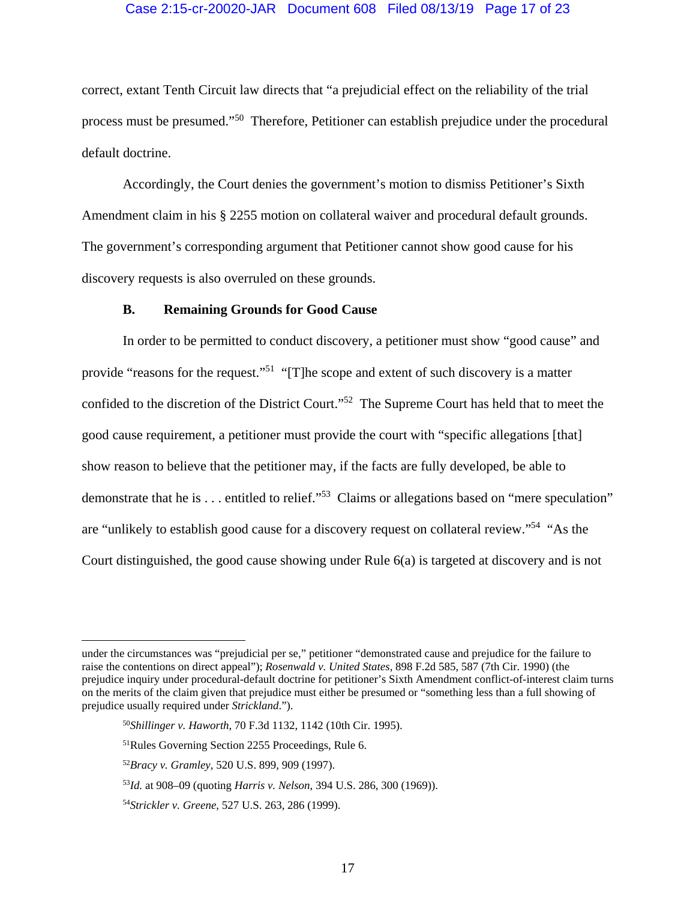correct, extant Tenth Circuit law directs that "a prejudicial effect on the reliability of the trial process must be presumed."[50] Therefore, Petitioner can establish prejudice under the procedural default doctrine.

Accordingly, the Court denies the government's motion to dismiss Petitioner's Sixth Amendment claim in his § 2255 motion on collateral waiver and procedural default grounds. The government's corresponding argument that Petitioner cannot show good cause for his discovery requests is also overruled on these grounds.

### B. Remaining Grounds for Good Cause

In order to be permitted to conduct discovery, a petitioner must show "good cause" and provide "reasons for the request."[51] "[T]he scope and extent of such discovery is a matter confided to the discretion of the District Court."[52] The Supreme Court has held that to meet the good cause requirement, a petitioner must provide the court with "specific allegations [that] show reason to believe that the petitioner may, if the facts are fully developed, be able to demonstrate that he is . . . entitled to relief."[53] Claims or allegations based on "mere speculation" are "unlikely to establish good cause for a discovery request on collateral review."[54] "As the Court distinguished, the good cause showing under Rule 6(a) is targeted at discovery and is not

---

under the circumstances was "prejudicial per se," petitioner "demonstrated cause and prejudice for the failure to raise the contentions on direct appeal"); *Rosenwald v. United States*, 898 F.2d 585, 587 (7th Cir. 1990) (the prejudice inquiry under procedural-default doctrine for petitioner's Sixth Amendment conflict-of-interest claim turns on the merits of the claim given that prejudice must either be presumed or "something less than a full showing of prejudice usually required under *Strickland*.").

[50] *Shillinger v. Haworth*, 70 F.3d 1132, 1142 (10th Cir. 1995).

[51] Rules Governing Section 2255 Proceedings, Rule 6.

[52] *Bracy v. Gramley*, 520 U.S. 899, 909 (1997).

[53] *Id.* at 908–09 (quoting *Harris v. Nelson*, 394 U.S. 286, 300 (1969)).

[54] *Strickler v. Greene*, 527 U.S. 263, 286 (1999).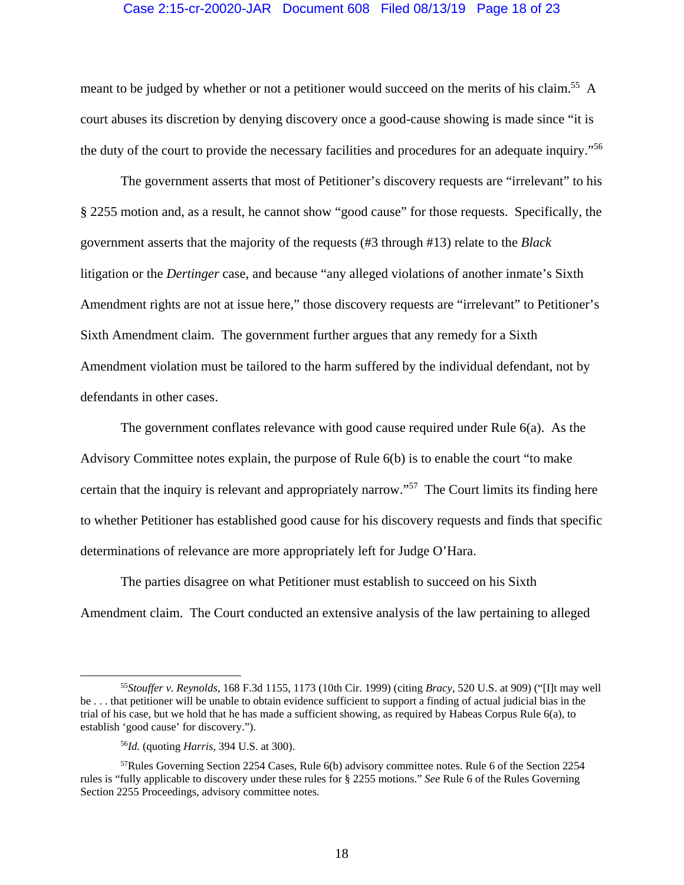meant to be judged by whether or not a petitioner would succeed on the merits of his claim.[55] A court abuses its discretion by denying discovery once a good-cause showing is made since "it is the duty of the court to provide the necessary facilities and procedures for an adequate inquiry."[56]

The government asserts that most of Petitioner's discovery requests are "irrelevant" to his § 2255 motion and, as a result, he cannot show "good cause" for those requests. Specifically, the government asserts that the majority of the requests (#3 through #13) relate to the *Black* litigation or the *Dertinger* case, and because "any alleged violations of another inmate's Sixth Amendment rights are not at issue here," those discovery requests are "irrelevant" to Petitioner's Sixth Amendment claim. The government further argues that any remedy for a Sixth Amendment violation must be tailored to the harm suffered by the individual defendant, not by defendants in other cases.

The government conflates relevance with good cause required under Rule 6(a). As the Advisory Committee notes explain, the purpose of Rule 6(b) is to enable the court "to make certain that the inquiry is relevant and appropriately narrow."[57] The Court limits its finding here to whether Petitioner has established good cause for his discovery requests and finds that specific determinations of relevance are more appropriately left for Judge O'Hara.

The parties disagree on what Petitioner must establish to succeed on his Sixth Amendment claim. The Court conducted an extensive analysis of the law pertaining to alleged

---

[55] *Stouffer v. Reynolds*, 168 F.3d 1155, 1173 (10th Cir. 1999) (citing *Bracy*, 520 U.S. at 909) ("[I]t may well be . . . that petitioner will be unable to obtain evidence sufficient to support a finding of actual judicial bias in the trial of his case, but we hold that he has made a sufficient showing, as required by Habeas Corpus Rule 6(a), to establish 'good cause' for discovery.").

[56] *Id.* (quoting *Harris*, 394 U.S. at 300).

[57] Rules Governing Section 2254 Cases, Rule 6(b) advisory committee notes. Rule 6 of the Section 2254 rules is "fully applicable to discovery under these rules for § 2255 motions." *See* Rule 6 of the Rules Governing Section 2255 Proceedings, advisory committee notes.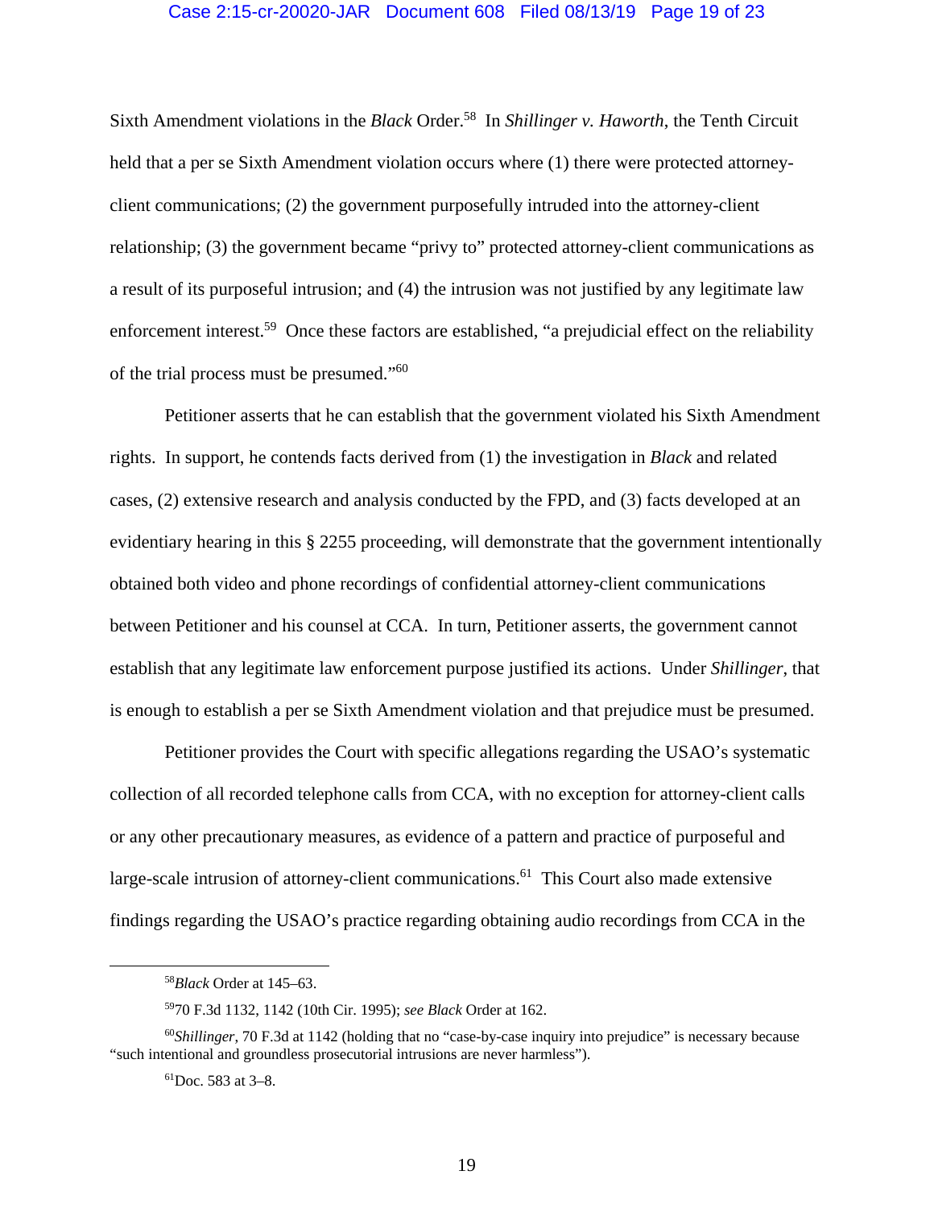Sixth Amendment violations in the *Black* Order.[58] In *Shillinger v. Haworth*, the Tenth Circuit held that a per se Sixth Amendment violation occurs where (1) there were protected attorney-client communications; (2) the government purposefully intruded into the attorney-client relationship; (3) the government became "privy to" protected attorney-client communications as a result of its purposeful intrusion; and (4) the intrusion was not justified by any legitimate law enforcement interest.[59] Once these factors are established, "a prejudicial effect on the reliability of the trial process must be presumed."[60]

Petitioner asserts that he can establish that the government violated his Sixth Amendment rights. In support, he contends facts derived from (1) the investigation in *Black* and related cases, (2) extensive research and analysis conducted by the FPD, and (3) facts developed at an evidentiary hearing in this § 2255 proceeding, will demonstrate that the government intentionally obtained both video and phone recordings of confidential attorney-client communications between Petitioner and his counsel at CCA. In turn, Petitioner asserts, the government cannot establish that any legitimate law enforcement purpose justified its actions. Under *Shillinger*, that is enough to establish a per se Sixth Amendment violation and that prejudice must be presumed.

Petitioner provides the Court with specific allegations regarding the USAO's systematic collection of all recorded telephone calls from CCA, with no exception for attorney-client calls or any other precautionary measures, as evidence of a pattern and practice of purposeful and large-scale intrusion of attorney-client communications.[61] This Court also made extensive findings regarding the USAO's practice regarding obtaining audio recordings from CCA in the

---

[58] *Black* Order at 145–63.

[59] 70 F.3d 1132, 1142 (10th Cir. 1995); *see Black* Order at 162.

[60] *Shillinger*, 70 F.3d at 1142 (holding that no "case-by-case inquiry into prejudice" is necessary because "such intentional and groundless prosecutorial intrusions are never harmless").

[61] Doc. 583 at 3–8.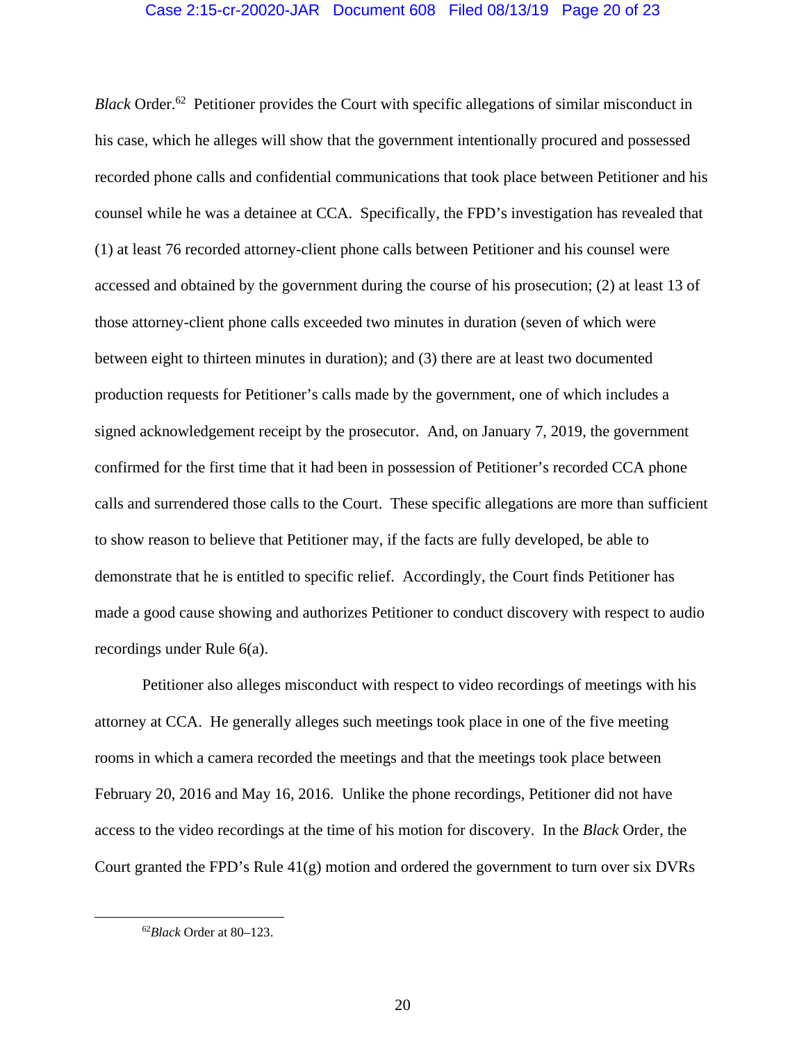*Black* Order.[62] Petitioner provides the Court with specific allegations of similar misconduct in his case, which he alleges will show that the government intentionally procured and possessed recorded phone calls and confidential communications that took place between Petitioner and his counsel while he was a detainee at CCA. Specifically, the FPD's investigation has revealed that (1) at least 76 recorded attorney-client phone calls between Petitioner and his counsel were accessed and obtained by the government during the course of his prosecution; (2) at least 13 of those attorney-client phone calls exceeded two minutes in duration (seven of which were between eight to thirteen minutes in duration); and (3) there are at least two documented production requests for Petitioner's calls made by the government, one of which includes a signed acknowledgement receipt by the prosecutor. And, on January 7, 2019, the government confirmed for the first time that it had been in possession of Petitioner's recorded CCA phone calls and surrendered those calls to the Court. These specific allegations are more than sufficient to show reason to believe that Petitioner may, if the facts are fully developed, be able to demonstrate that he is entitled to specific relief. Accordingly, the Court finds Petitioner has made a good cause showing and authorizes Petitioner to conduct discovery with respect to audio recordings under Rule 6(a).

Petitioner also alleges misconduct with respect to video recordings of meetings with his attorney at CCA. He generally alleges such meetings took place in one of the five meeting rooms in which a camera recorded the meetings and that the meetings took place between February 20, 2016 and May 16, 2016. Unlike the phone recordings, Petitioner did not have access to the video recordings at the time of his motion for discovery. In the *Black* Order, the Court granted the FPD's Rule 41(g) motion and ordered the government to turn over six DVRs

[62] *Black* Order at 80–123.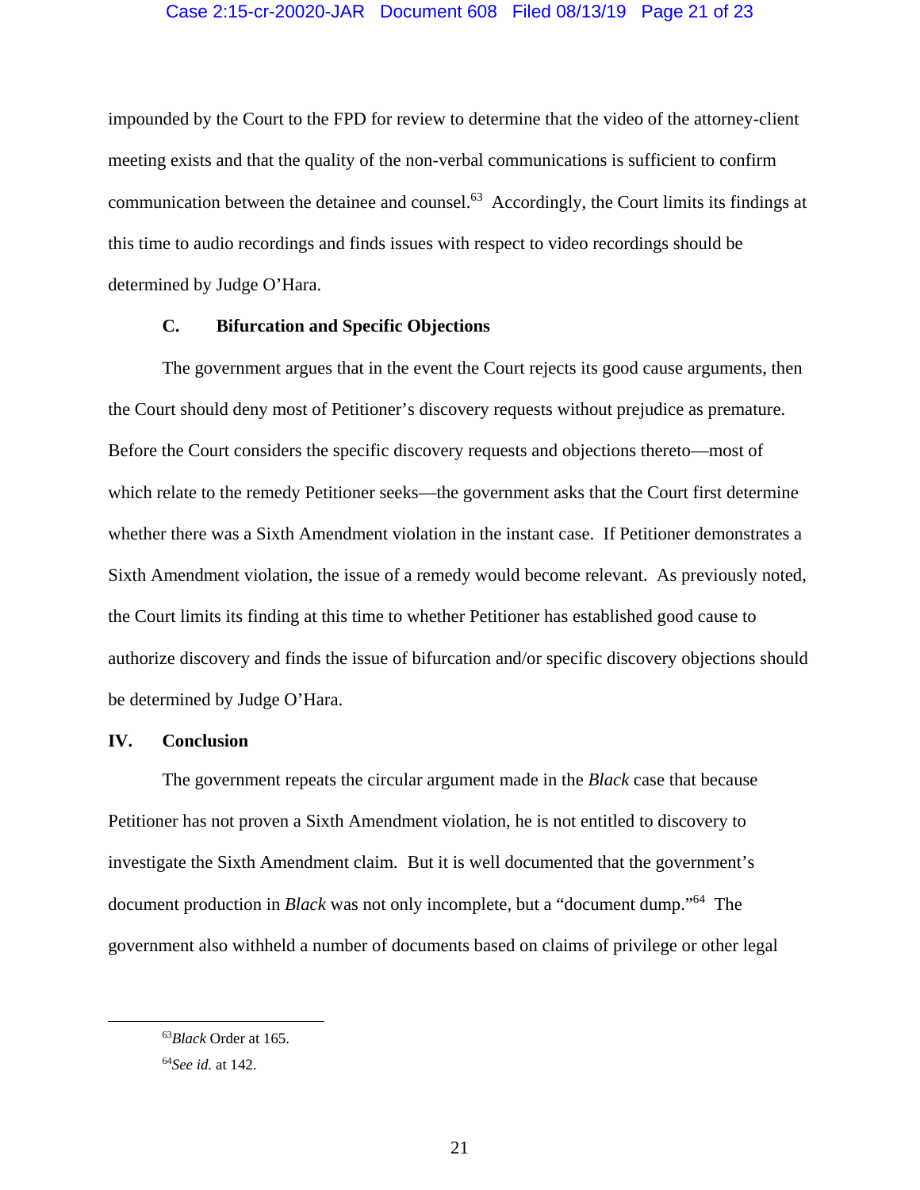impounded by the Court to the FPD for review to determine that the video of the attorney-client meeting exists and that the quality of the non-verbal communications is sufficient to confirm communication between the detainee and counsel.[63] Accordingly, the Court limits its findings at this time to audio recordings and finds issues with respect to video recordings should be determined by Judge O'Hara.

### C. Bifurcation and Specific Objections

The government argues that in the event the Court rejects its good cause arguments, then the Court should deny most of Petitioner's discovery requests without prejudice as premature. Before the Court considers the specific discovery requests and objections thereto—most of which relate to the remedy Petitioner seeks—the government asks that the Court first determine whether there was a Sixth Amendment violation in the instant case. If Petitioner demonstrates a Sixth Amendment violation, the issue of a remedy would become relevant. As previously noted, the Court limits its finding at this time to whether Petitioner has established good cause to authorize discovery and finds the issue of bifurcation and/or specific discovery objections should be determined by Judge O'Hara.

## IV. Conclusion

The government repeats the circular argument made in the *Black* case that because Petitioner has not proven a Sixth Amendment violation, he is not entitled to discovery to investigate the Sixth Amendment claim. But it is well documented that the government's document production in *Black* was not only incomplete, but a "document dump."[64] The government also withheld a number of documents based on claims of privilege or other legal

---

[63] *Black* Order at 165.

[64] *See id.* at 142.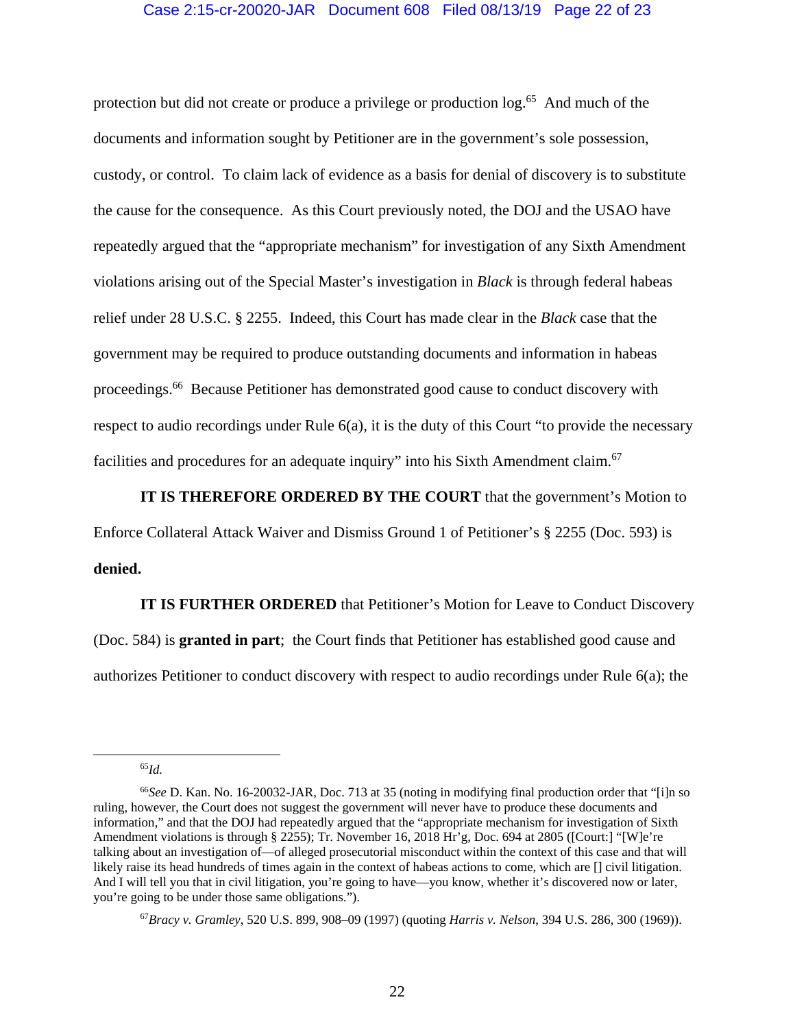protection but did not create or produce a privilege or production log.[65] And much of the documents and information sought by Petitioner are in the government's sole possession, custody, or control. To claim lack of evidence as a basis for denial of discovery is to substitute the cause for the consequence. As this Court previously noted, the DOJ and the USAO have repeatedly argued that the "appropriate mechanism" for investigation of any Sixth Amendment violations arising out of the Special Master's investigation in *Black* is through federal habeas relief under 28 U.S.C. § 2255. Indeed, this Court has made clear in the *Black* case that the government may be required to produce outstanding documents and information in habeas proceedings.[66] Because Petitioner has demonstrated good cause to conduct discovery with respect to audio recordings under Rule 6(a), it is the duty of this Court "to provide the necessary facilities and procedures for an adequate inquiry" into his Sixth Amendment claim.[67]

**IT IS THEREFORE ORDERED BY THE COURT** that the government's Motion to Enforce Collateral Attack Waiver and Dismiss Ground 1 of Petitioner's § 2255 (Doc. 593) is **denied.**

**IT IS FURTHER ORDERED** that Petitioner's Motion for Leave to Conduct Discovery (Doc. 584) is **granted in part**; the Court finds that Petitioner has established good cause and authorizes Petitioner to conduct discovery with respect to audio recordings under Rule 6(a); the

---

[65] *Id.*

[66] *See* D. Kan. No. 16-20032-JAR, Doc. 713 at 35 (noting in modifying final production order that "[i]n so ruling, however, the Court does not suggest the government will never have to produce these documents and information," and that the DOJ had repeatedly argued that the "appropriate mechanism for investigation of Sixth Amendment violations is through § 2255); Tr. November 16, 2018 Hr'g, Doc. 694 at 2805 ([Court:] "[W]e're talking about an investigation of—of alleged prosecutorial misconduct within the context of this case and that will likely raise its head hundreds of times again in the context of habeas actions to come, which are [] civil litigation. And I will tell you that in civil litigation, you're going to have—you know, whether it's discovered now or later, you're going to be under those same obligations.").

[67] *Bracy v. Gramley*, 520 U.S. 899, 908–09 (1997) (quoting *Harris v. Nelson*, 394 U.S. 286, 300 (1969)).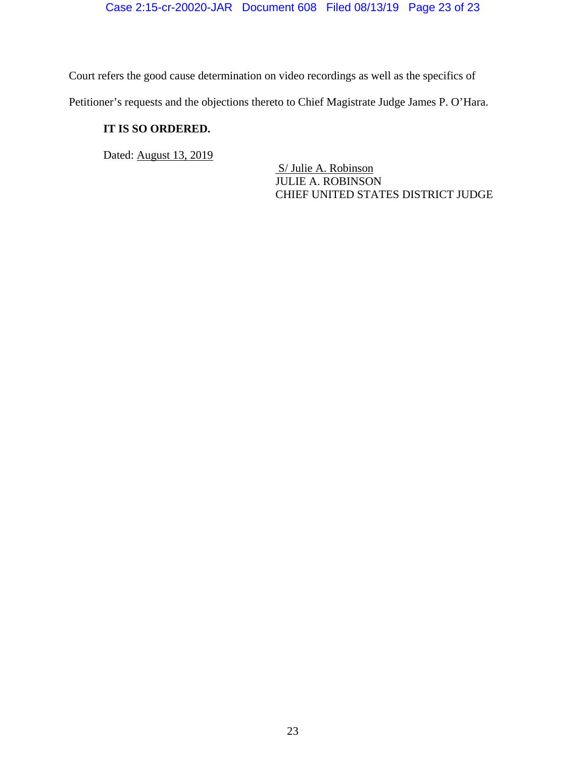Court refers the good cause determination on video recordings as well as the specifics of Petitioner's requests and the objections thereto to Chief Magistrate Judge James P. O'Hara.

**IT IS SO ORDERED.**

Dated: August 13, 2019

S/ Julie A. Robinson
JULIE A. ROBINSON
CHIEF UNITED STATES DISTRICT JUDGE